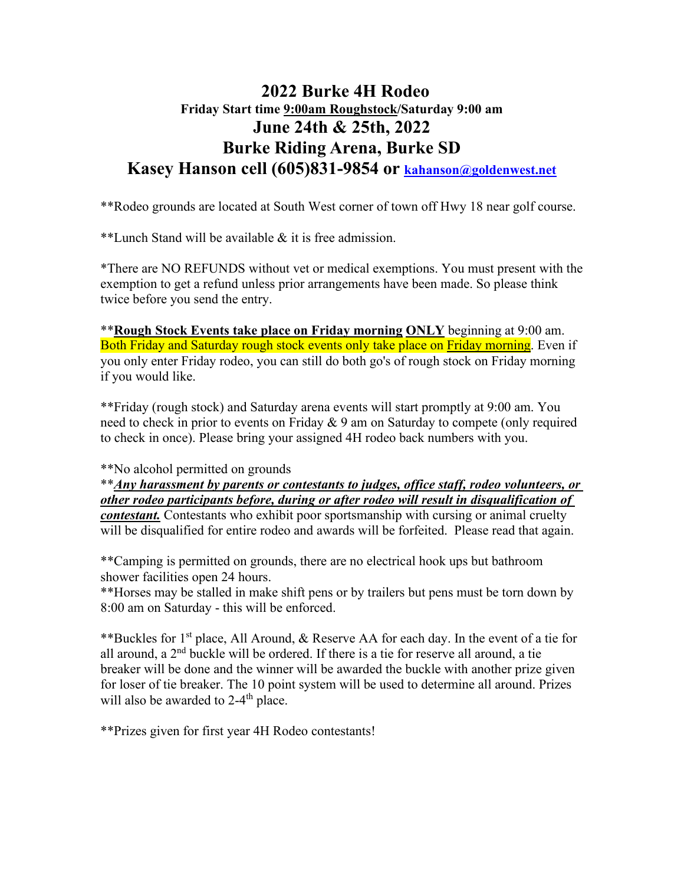# 2022 Burke 4H Rodeo

**Friday Start time 9:00am Roughstock/Saturday 9:00 am**

## June 24th & 25th, 2022

## Burke Riding Arena, Burke SD

## Kasey Hanson cell (605)831-9854 or kahanson@goldenwest.net

**Rodeo grounds are located at South West corner of town off Hwy 18 near golf course.

**Lunch Stand will be available & it is free admission.

*There are NO REFUNDS without vet or medical exemptions. You must present with the exemption to get a refund unless prior arrangements have been made. So please think twice before you send the entry.

****Rough Stock Events take place on Friday morning ONLY** beginning at 9:00 am. Both Friday and Saturday rough stock events only take place on Friday morning. Even if you only enter Friday rodeo, you can still do both go's of rough stock on Friday morning if you would like.

**Friday (rough stock) and Saturday arena events will start promptly at 9:00 am. You need to check in prior to events on Friday & 9 am on Saturday to compete (only required to check in once). Please bring your assigned 4H rodeo back numbers with you.

**No alcohol permitted on grounds

*****Any harassment by parents or contestants to judges, office staff, rodeo volunteers, or other rodeo participants before, during or after rodeo will result in disqualification of contestant.*** Contestants who exhibit poor sportsmanship with cursing or animal cruelty will be disqualified for entire rodeo and awards will be forfeited. Please read that again.

**Camping is permitted on grounds, there are no electrical hook ups but bathroom shower facilities open 24 hours.

**Horses may be stalled in make shift pens or by trailers but pens must be torn down by 8:00 am on Saturday - this will be enforced.

**Buckles for 1st place, All Around, & Reserve AA for each day. In the event of a tie for all around, a 2nd buckle will be ordered. If there is a tie for reserve all around, a tie breaker will be done and the winner will be awarded the buckle with another prize given for loser of tie breaker. The 10 point system will be used to determine all around. Prizes will also be awarded to 2-4th place.

**Prizes given for first year 4H Rodeo contestants!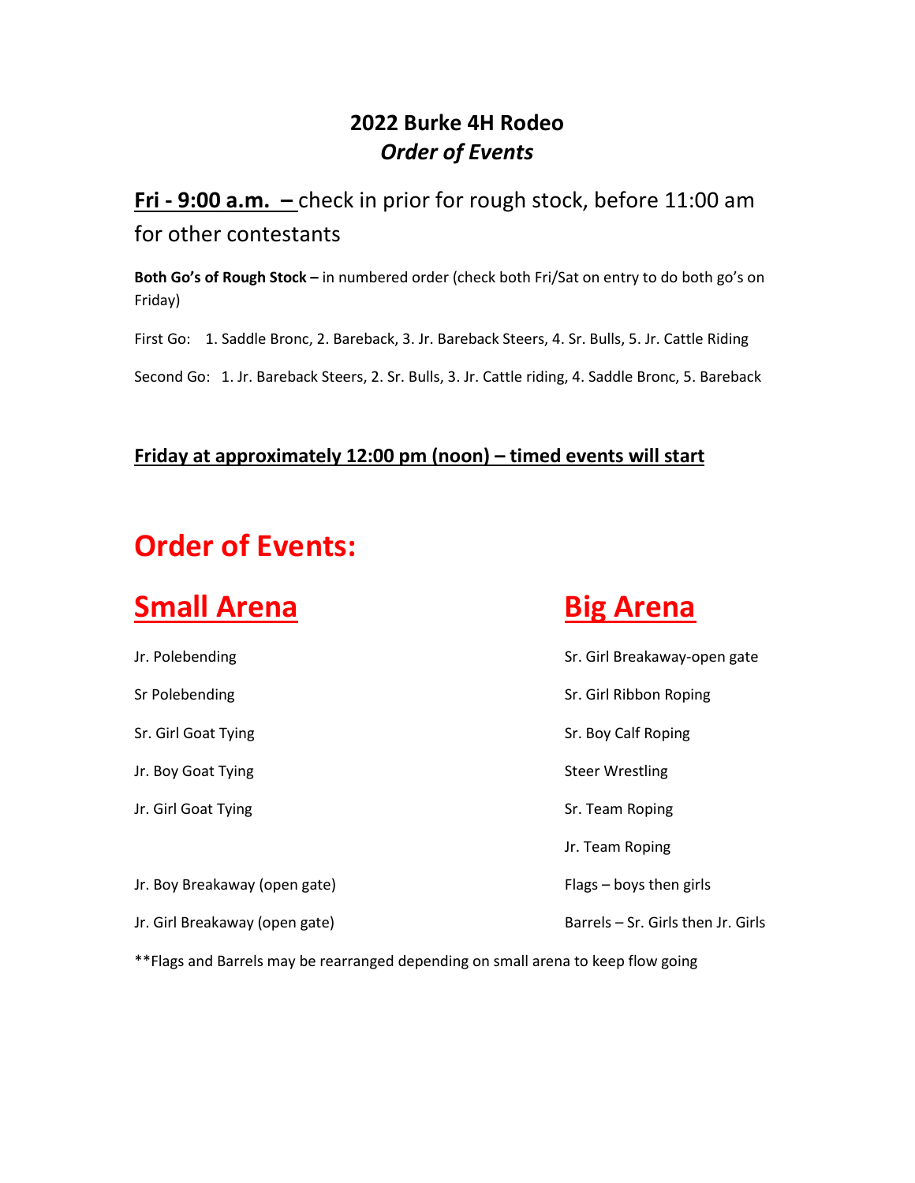# 2022 Burke 4H Rodeo
## *Order of Events*

**Fri - 9:00 a.m. –** check in prior for rough stock, before 11:00 am for other contestants

**Both Go's of Rough Stock –** in numbered order (check both Fri/Sat on entry to do both go's on Friday)

First Go: 1. Saddle Bronc, 2. Bareback, 3. Jr. Bareback Steers, 4. Sr. Bulls, 5. Jr. Cattle Riding

Second Go: 1. Jr. Bareback Steers, 2. Sr. Bulls, 3. Jr. Cattle riding, 4. Saddle Bronc, 5. Bareback

**Friday at approximately 12:00 pm (noon) – timed events will start**

# Order of Events:

| Small Arena | Big Arena |
|---|---|
| Jr. Polebending | Sr. Girl Breakaway-open gate |
| Sr Polebending | Sr. Girl Ribbon Roping |
| Sr. Girl Goat Tying | Sr. Boy Calf Roping |
| Jr. Boy Goat Tying | Steer Wrestling |
| Jr. Girl Goat Tying | Sr. Team Roping |
| | Jr. Team Roping |
| Jr. Boy Breakaway (open gate) | Flags – boys then girls |
| Jr. Girl Breakaway (open gate) | Barrels – Sr. Girls then Jr. Girls |

**Flags and Barrels may be rearranged depending on small arena to keep flow going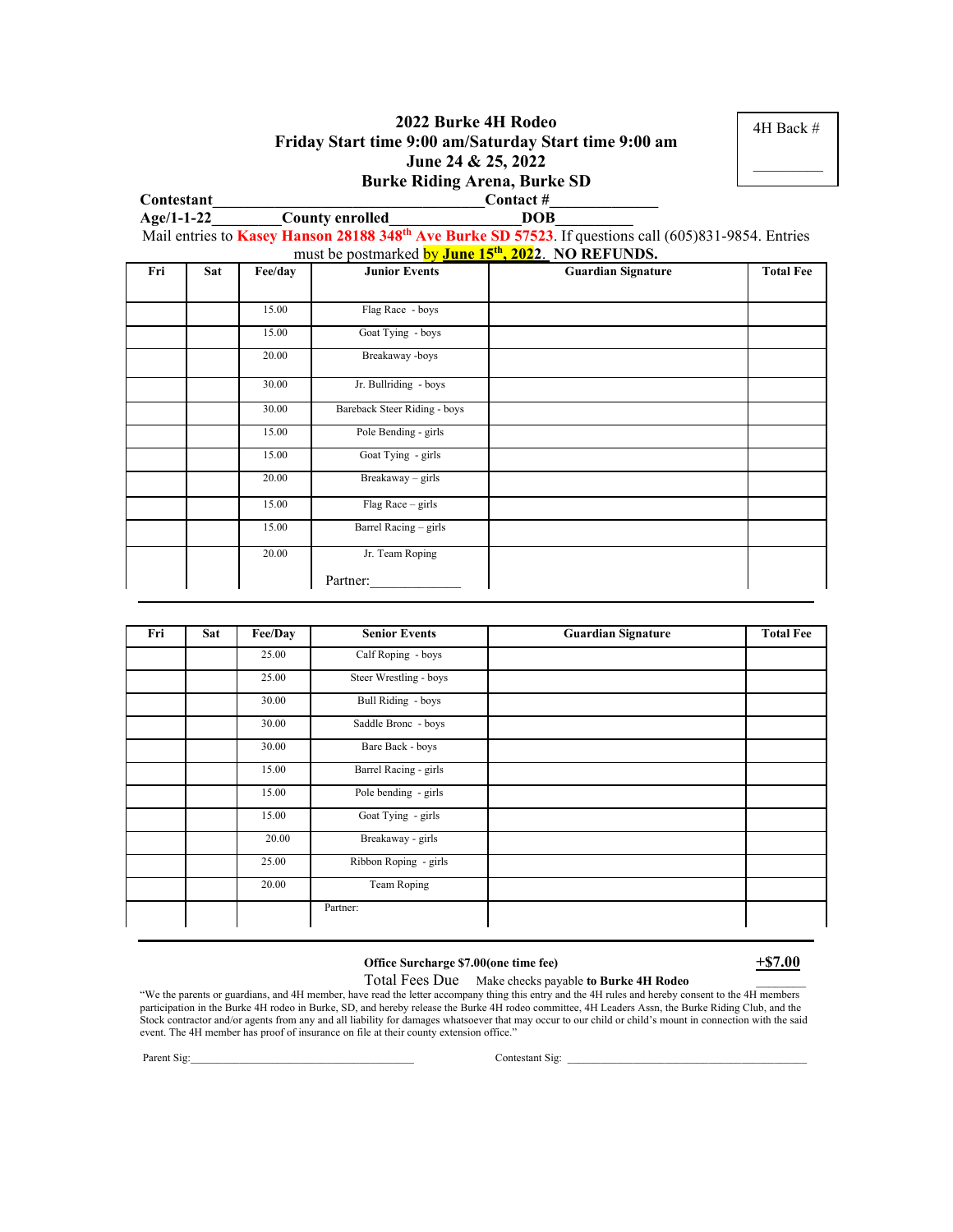# 2022 Burke 4H Rodeo
## Friday Start time 9:00 am/Saturday Start time 9:00 am
## June 24 & 25, 2022
## Burke Riding Arena, Burke SD

4H Back # __________

**Contestant**____________________________________**Contact #**______________

**Age/1-1-22**_________**County enrolled**_______________**DOB**__________

Mail entries to **Kasey Hanson 28188 348th Ave Burke SD 57523**. If questions call (605)831-9854. Entries must be postmarked **by June 15th, 2022**. **NO REFUNDS.**

| Fri | Sat | Fee/day | Junior Events | Guardian Signature | Total Fee |
|---|---|---|---|---|---|
| | | 15.00 | Flag Race - boys | | |
| | | 15.00 | Goat Tying - boys | | |
| | | 20.00 | Breakaway -boys | | |
| | | 30.00 | Jr. Bullriding - boys | | |
| | | 30.00 | Bareback Steer Riding - boys | | |
| | | 15.00 | Pole Bending - girls | | |
| | | 15.00 | Goat Tying - girls | | |
| | | 20.00 | Breakaway – girls | | |
| | | 15.00 | Flag Race – girls | | |
| | | 15.00 | Barrel Racing – girls | | |
| | | 20.00 | Jr. Team Roping<br>Partner:_____________ | | |

| Fri | Sat | Fee/Day | Senior Events | Guardian Signature | Total Fee |
|---|---|---|---|---|---|
| | | 25.00 | Calf Roping - boys | | |
| | | 25.00 | Steer Wrestling - boys | | |
| | | 30.00 | Bull Riding - boys | | |
| | | 30.00 | Saddle Bronc - boys | | |
| | | 30.00 | Bare Back - boys | | |
| | | 15.00 | Barrel Racing - girls | | |
| | | 15.00 | Pole bending - girls | | |
| | | 15.00 | Goat Tying - girls | | |
| | | 20.00 | Breakaway - girls | | |
| | | 25.00 | Ribbon Roping - girls | | |
| | | 20.00 | Team Roping | | |
| | | | Partner: | | |

**Office Surcharge $7.00(one time fee)** **+$7.00**

Total Fees Due Make checks payable **to Burke 4H Rodeo** ________

"We the parents or guardians, and 4H member, have read the letter accompany thing this entry and the 4H rules and hereby consent to the 4H members participation in the Burke 4H rodeo in Burke, SD, and hereby release the Burke 4H rodeo committee, 4H Leaders Assn, the Burke Riding Club, and the Stock contractor and/or agents from any and all liability for damages whatsoever that may occur to our child or child's mount in connection with the said event. The 4H member has proof of insurance on file at their county extension office."

Parent Sig:________________________________________ Contestant Sig: ___________________________________________